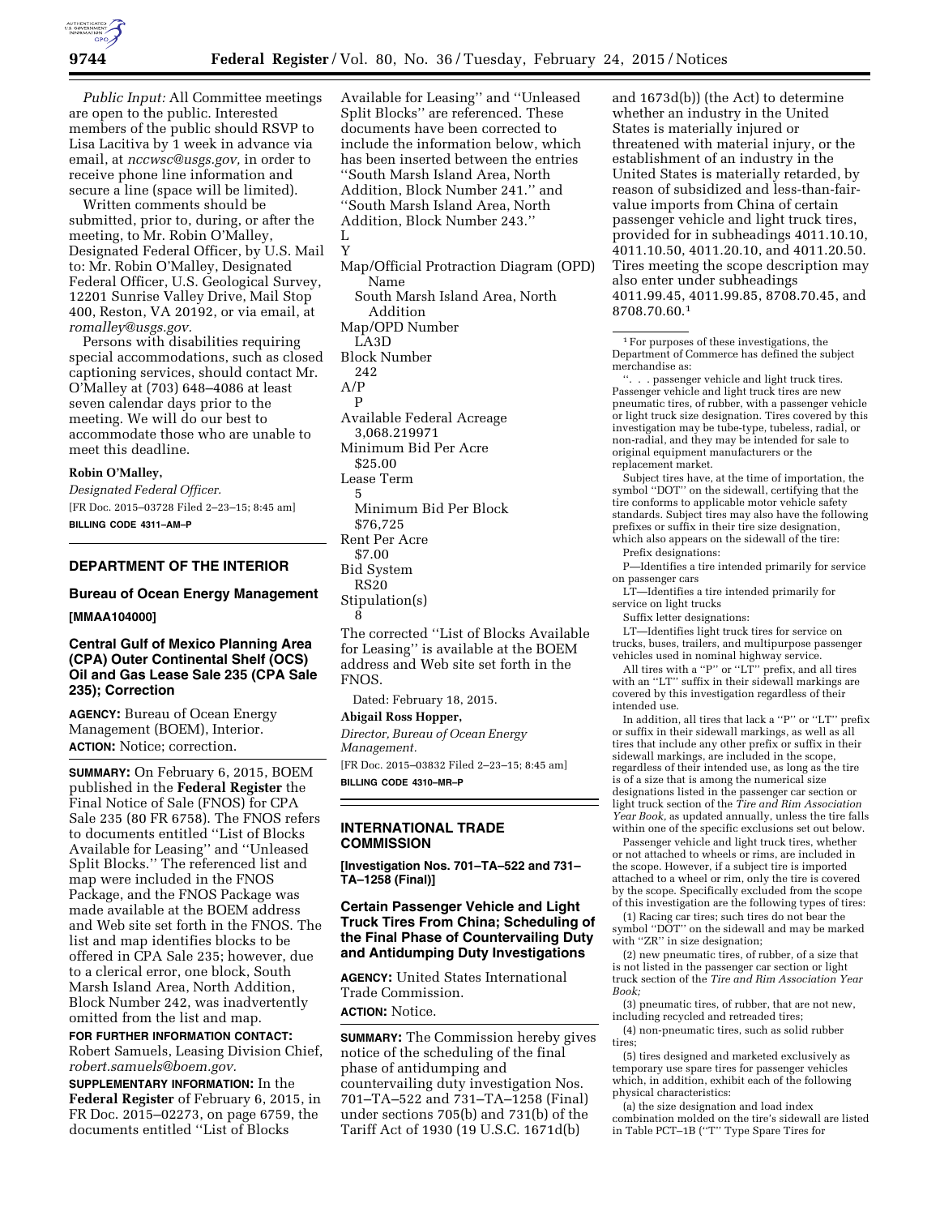*Public Input:* All Committee meetings are open to the public. Interested members of the public should RSVP to Lisa Lacitiva by 1 week in advance via email, at *nccwsc@usgs.gov,* in order to receive phone line information and secure a line (space will be limited).

Written comments should be submitted, prior to, during, or after the meeting, to Mr. Robin O'Malley, Designated Federal Officer, by U.S. Mail to: Mr. Robin O'Malley, Designated Federal Officer, U.S. Geological Survey, 12201 Sunrise Valley Drive, Mail Stop 400, Reston, VA 20192, or via email, at *romalley@usgs.gov.*

Persons with disabilities requiring special accommodations, such as closed captioning services, should contact Mr. O'Malley at (703) 648–4086 at least seven calendar days prior to the meeting. We will do our best to accommodate those who are unable to meet this deadline.

**Robin O'Malley,**

*Designated Federal Officer.*

[FR Doc. 2015–03728 Filed 2–23–15; 8:45 am]

**BILLING CODE 4311–AM–P**

## DEPARTMENT OF THE INTERIOR

### Bureau of Ocean Energy Management

**[MMAA104000]**

### Central Gulf of Mexico Planning Area (CPA) Outer Continental Shelf (OCS) Oil and Gas Lease Sale 235 (CPA Sale 235); Correction

**AGENCY:** Bureau of Ocean Energy Management (BOEM), Interior.

**ACTION:** Notice; correction.

**SUMMARY:** On February 6, 2015, BOEM published in the **Federal Register** the Final Notice of Sale (FNOS) for CPA Sale 235 (80 FR 6758). The FNOS refers to documents entitled ''List of Blocks Available for Leasing'' and ''Unleased Split Blocks.'' The referenced list and map were included in the FNOS Package, and the FNOS Package was made available at the BOEM address and Web site set forth in the FNOS. The list and map identifies blocks to be offered in CPA Sale 235; however, due to a clerical error, one block, South Marsh Island Area, North Addition, Block Number 242, was inadvertently omitted from the list and map.

**FOR FURTHER INFORMATION CONTACT:** Robert Samuels, Leasing Division Chief, *robert.samuels@boem.gov.*

**SUPPLEMENTARY INFORMATION:** In the **Federal Register** of February 6, 2015, in FR Doc. 2015–02273, on page 6759, the documents entitled ''List of Blocks Available for Leasing'' and ''Unleased Split Blocks'' are referenced. These documents have been corrected to include the information below, which has been inserted between the entries ''South Marsh Island Area, North Addition, Block Number 241.'' and ''South Marsh Island Area, North Addition, Block Number 243.''

L
Y

Map/Official Protraction Diagram (OPD) Name
South Marsh Island Area, North Addition
Map/OPD Number
LA3D
Block Number
242
A/P
P
Available Federal Acreage
3,068.219971
Minimum Bid Per Acre
$25.00
Lease Term
5
Minimum Bid Per Block
$76,725
Rent Per Acre
$7.00
Bid System
RS20
Stipulation(s)
8

The corrected ''List of Blocks Available for Leasing'' is available at the BOEM address and Web site set forth in the FNOS.

Dated: February 18, 2015.

**Abigail Ross Hopper,**

*Director, Bureau of Ocean Energy Management.*

[FR Doc. 2015–03832 Filed 2–23–15; 8:45 am]

**BILLING CODE 4310–MR–P**

## INTERNATIONAL TRADE COMMISSION

**[Investigation Nos. 701–TA–522 and 731–TA–1258 (Final)]**

### Certain Passenger Vehicle and Light Truck Tires From China; Scheduling of the Final Phase of Countervailing Duty and Antidumping Duty Investigations

**AGENCY:** United States International Trade Commission.

**ACTION:** Notice.

**SUMMARY:** The Commission hereby gives notice of the scheduling of the final phase of antidumping and countervailing duty investigation Nos. 701–TA–522 and 731–TA–1258 (Final) under sections 705(b) and 731(b) of the Tariff Act of 1930 (19 U.S.C. 1671d(b) and 1673d(b)) (the Act) to determine whether an industry in the United States is materially injured or threatened with material injury, or the establishment of an industry in the United States is materially retarded, by reason of subsidized and less-than-fair-value imports from China of certain passenger vehicle and light truck tires, provided for in subheadings 4011.10.10, 4011.10.50, 4011.20.10, and 4011.20.50. Tires meeting the scope description may also enter under subheadings 4011.99.45, 4011.99.85, 8708.70.45, and 8708.70.60.[1]

[1] For purposes of these investigations, the Department of Commerce has defined the subject merchandise as:

''. . . passenger vehicle and light truck tires. Passenger vehicle and light truck tires are new pneumatic tires, of rubber, with a passenger vehicle or light truck size designation. Tires covered by this investigation may be tube-type, tubeless, radial, or non-radial, and they may be intended for sale to original equipment manufacturers or the replacement market.

Subject tires have, at the time of importation, the symbol ''DOT'' on the sidewall, certifying that the tire conforms to applicable motor vehicle safety standards. Subject tires may also have the following prefixes or suffix in their tire size designation, which also appears on the sidewall of the tire:

Prefix designations:

P—Identifies a tire intended primarily for service on passenger cars

LT—Identifies a tire intended primarily for service on light trucks

Suffix letter designations:

LT—Identifies light truck tires for service on trucks, buses, trailers, and multipurpose passenger vehicles used in nominal highway service.

All tires with a ''P'' or ''LT'' prefix, and all tires with an ''LT'' suffix in their sidewall markings are covered by this investigation regardless of their intended use.

In addition, all tires that lack a ''P'' or ''LT'' prefix or suffix in their sidewall markings, as well as all tires that include any other prefix or suffix in their sidewall markings, are included in the scope, regardless of their intended use, as long as the tire is of a size that is among the numerical size designations listed in the passenger car section or light truck section of the *Tire and Rim Association Year Book,* as updated annually, unless the tire falls within one of the specific exclusions set out below.

Passenger vehicle and light truck tires, whether or not attached to wheels or rims, are included in the scope. However, if a subject tire is imported attached to a wheel or rim, only the tire is covered by the scope. Specifically excluded from the scope of this investigation are the following types of tires:

(1) Racing car tires; such tires do not bear the symbol ''DOT'' on the sidewall and may be marked with ''ZR'' in size designation;

(2) new pneumatic tires, of rubber, of a size that is not listed in the passenger car section or light truck section of the *Tire and Rim Association Year Book;*

(3) pneumatic tires, of rubber, that are not new, including recycled and retreaded tires;

(4) non-pneumatic tires, such as solid rubber tires;

(5) tires designed and marketed exclusively as temporary use spare tires for passenger vehicles which, in addition, exhibit each of the following physical characteristics:

(a) the size designation and load index combination molded on the tire's sidewall are listed in Table PCT–1B (''T'' Type Spare Tires for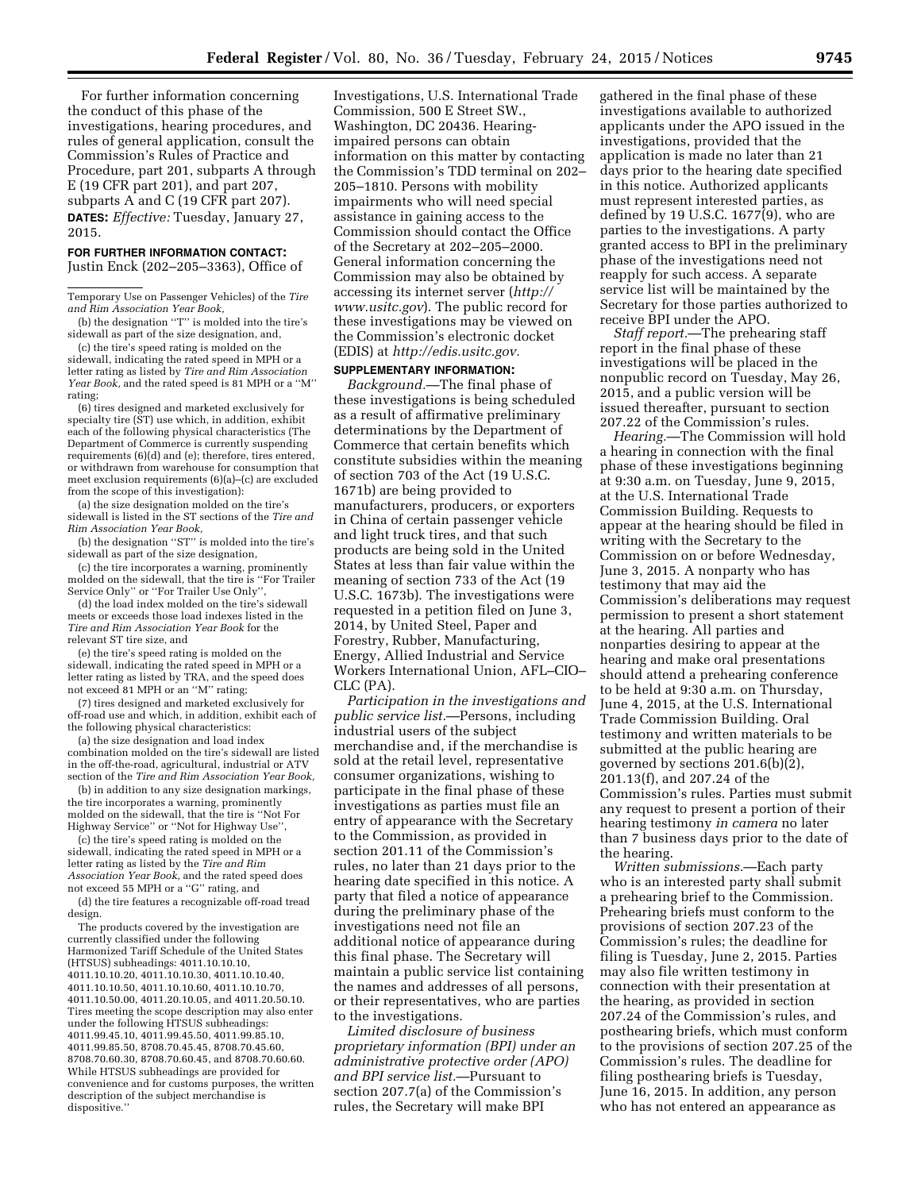For further information concerning the conduct of this phase of the investigations, hearing procedures, and rules of general application, consult the Commission's Rules of Practice and Procedure, part 201, subparts A through E (19 CFR part 201), and part 207, subparts A and C (19 CFR part 207).

**DATES:** *Effective:* Tuesday, January 27, 2015.

**FOR FURTHER INFORMATION CONTACT:** Justin Enck (202–205–3363), Office of Investigations, U.S. International Trade Commission, 500 E Street SW., Washington, DC 20436. Hearing-impaired persons can obtain information on this matter by contacting the Commission's TDD terminal on 202–205–1810. Persons with mobility impairments who will need special assistance in gaining access to the Commission should contact the Office of the Secretary at 202–205–2000. General information concerning the Commission may also be obtained by accessing its internet server (*http://www.usitc.gov*). The public record for these investigations may be viewed on the Commission's electronic docket (EDIS) at *http://edis.usitc.gov.*

**SUPPLEMENTARY INFORMATION:**

*Background.*—The final phase of these investigations is being scheduled as a result of affirmative preliminary determinations by the Department of Commerce that certain benefits which constitute subsidies within the meaning of section 703 of the Act (19 U.S.C. 1671b) are being provided to manufacturers, producers, or exporters in China of certain passenger vehicle and light truck tires, and that such products are being sold in the United States at less than fair value within the meaning of section 733 of the Act (19 U.S.C. 1673b). The investigations were requested in a petition filed on June 3, 2014, by United Steel, Paper and Forestry, Rubber, Manufacturing, Energy, Allied Industrial and Service Workers International Union, AFL–CIO–CLC (PA).

*Participation in the investigations and public service list.*—Persons, including industrial users of the subject merchandise and, if the merchandise is sold at the retail level, representative consumer organizations, wishing to participate in the final phase of these investigations as parties must file an entry of appearance with the Secretary to the Commission, as provided in section 201.11 of the Commission's rules, no later than 21 days prior to the hearing date specified in this notice. A party that filed a notice of appearance during the preliminary phase of the investigations need not file an additional notice of appearance during this final phase. The Secretary will maintain a public service list containing the names and addresses of all persons, or their representatives, who are parties to the investigations.

*Limited disclosure of business proprietary information (BPI) under an administrative protective order (APO) and BPI service list.*—Pursuant to section 207.7(a) of the Commission's rules, the Secretary will make BPI gathered in the final phase of these investigations available to authorized applicants under the APO issued in the investigations, provided that the application is made no later than 21 days prior to the hearing date specified in this notice. Authorized applicants must represent interested parties, as defined by 19 U.S.C. 1677(9), who are parties to the investigations. A party granted access to BPI in the preliminary phase of the investigations need not reapply for such access. A separate service list will be maintained by the Secretary for those parties authorized to receive BPI under the APO.

*Staff report.*—The prehearing staff report in the final phase of these investigations will be placed in the nonpublic record on Tuesday, May 26, 2015, and a public version will be issued thereafter, pursuant to section 207.22 of the Commission's rules.

*Hearing.*—The Commission will hold a hearing in connection with the final phase of these investigations beginning at 9:30 a.m. on Tuesday, June 9, 2015, at the U.S. International Trade Commission Building. Requests to appear at the hearing should be filed in writing with the Secretary to the Commission on or before Wednesday, June 3, 2015. A nonparty who has testimony that may aid the Commission's deliberations may request permission to present a short statement at the hearing. All parties and nonparties desiring to appear at the hearing and make oral presentations should attend a prehearing conference to be held at 9:30 a.m. on Thursday, June 4, 2015, at the U.S. International Trade Commission Building. Oral testimony and written materials to be submitted at the public hearing are governed by sections 201.6(b)(2), 201.13(f), and 207.24 of the Commission's rules. Parties must submit any request to present a portion of their hearing testimony *in camera* no later than 7 business days prior to the date of the hearing.

*Written submissions.*—Each party who is an interested party shall submit a prehearing brief to the Commission. Prehearing briefs must conform to the provisions of section 207.23 of the Commission's rules; the deadline for filing is Tuesday, June 2, 2015. Parties may also file written testimony in connection with their presentation at the hearing, as provided in section 207.24 of the Commission's rules, and posthearing briefs, which must conform to the provisions of section 207.25 of the Commission's rules. The deadline for filing posthearing briefs is Tuesday, June 16, 2015. In addition, any person who has not entered an appearance as

---

Temporary Use on Passenger Vehicles) of the *Tire and Rim Association Year Book,*

(b) the designation ''T'' is molded into the tire's sidewall as part of the size designation, and,

(c) the tire's speed rating is molded on the sidewall, indicating the rated speed in MPH or a letter rating as listed by *Tire and Rim Association Year Book,* and the rated speed is 81 MPH or a ''M'' rating;

(6) tires designed and marketed exclusively for specialty tire (ST) use which, in addition, exhibit each of the following physical characteristics (The Department of Commerce is currently suspending requirements (6)(d) and (e); therefore, tires entered, or withdrawn from warehouse for consumption that meet exclusion requirements (6)(a)–(c) are excluded from the scope of this investigation):

(a) the size designation molded on the tire's sidewall is listed in the ST sections of the *Tire and Rim Association Year Book,*

(b) the designation ''ST'' is molded into the tire's sidewall as part of the size designation,

(c) the tire incorporates a warning, prominently molded on the sidewall, that the tire is ''For Trailer Service Only'' or ''For Trailer Use Only'',

(d) the load index molded on the tire's sidewall meets or exceeds those load indexes listed in the *Tire and Rim Association Year Book* for the relevant ST tire size, and

(e) the tire's speed rating is molded on the sidewall, indicating the rated speed in MPH or a letter rating as listed by TRA, and the speed does not exceed 81 MPH or an ''M'' rating;

(7) tires designed and marketed exclusively for off-road use and which, in addition, exhibit each of the following physical characteristics:

(a) the size designation and load index combination molded on the tire's sidewall are listed in the off-the-road, agricultural, industrial or ATV section of the *Tire and Rim Association Year Book,*

(b) in addition to any size designation markings, the tire incorporates a warning, prominently molded on the sidewall, that the tire is ''Not For Highway Service'' or ''Not for Highway Use'',

(c) the tire's speed rating is molded on the sidewall, indicating the rated speed in MPH or a letter rating as listed by the *Tire and Rim Association Year Book,* and the rated speed does not exceed 55 MPH or a ''G'' rating, and

(d) the tire features a recognizable off-road tread design.

The products covered by the investigation are currently classified under the following Harmonized Tariff Schedule of the United States (HTSUS) subheadings: 4011.10.10.10, 4011.10.10.20, 4011.10.10.30, 4011.10.10.40, 4011.10.10.50, 4011.10.10.60, 4011.10.10.70, 4011.10.50.00, 4011.20.10.05, and 4011.20.50.10. Tires meeting the scope description may also enter under the following HTSUS subheadings: 4011.99.45.10, 4011.99.45.50, 4011.99.85.10, 4011.99.85.50, 8708.70.45.45, 8708.70.45.60, 8708.70.60.30, 8708.70.60.45, and 8708.70.60.60. While HTSUS subheadings are provided for convenience and for customs purposes, the written description of the subject merchandise is dispositive.''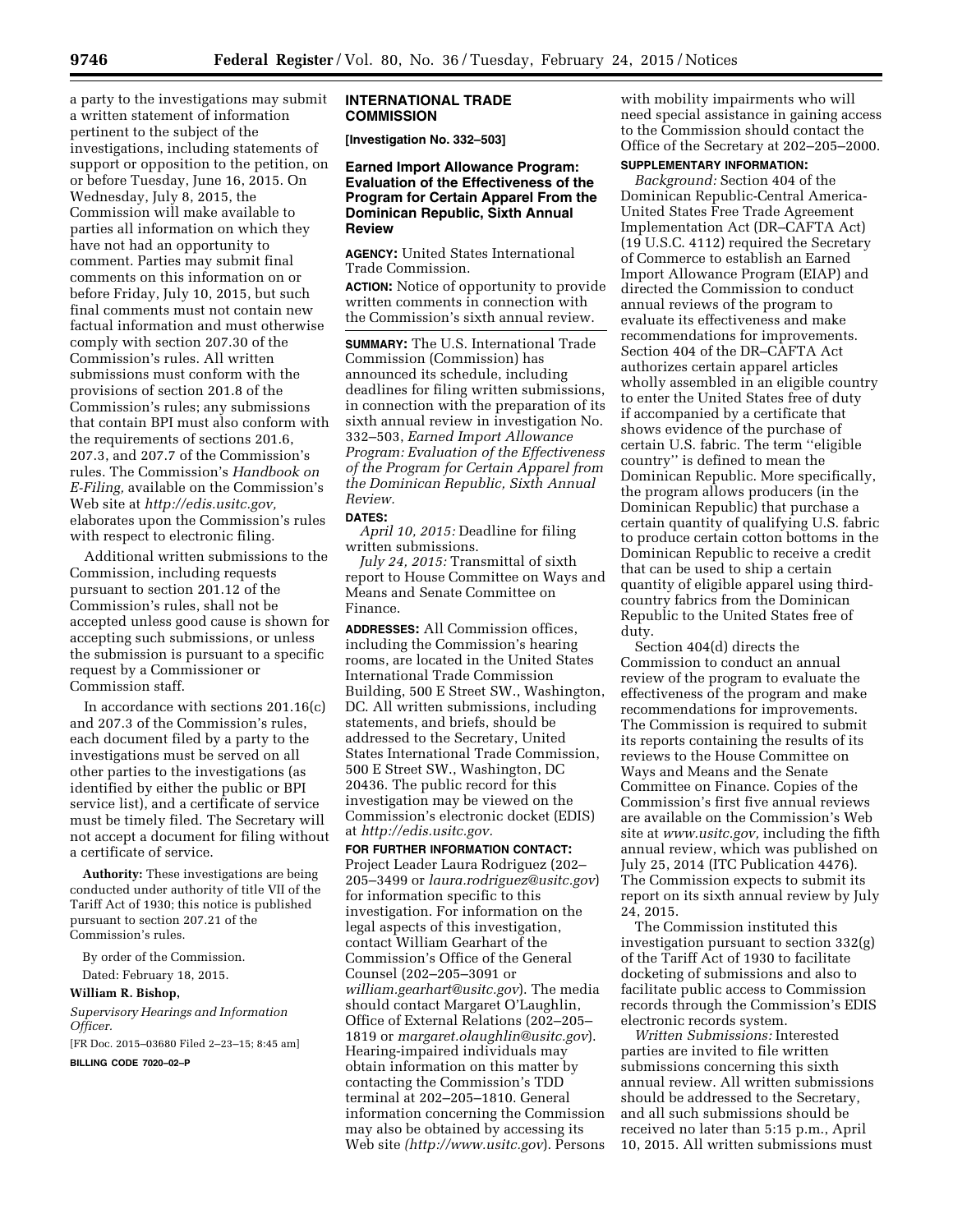a party to the investigations may submit a written statement of information pertinent to the subject of the investigations, including statements of support or opposition to the petition, on or before Tuesday, June 16, 2015. On Wednesday, July 8, 2015, the Commission will make available to parties all information on which they have not had an opportunity to comment. Parties may submit final comments on this information on or before Friday, July 10, 2015, but such final comments must not contain new factual information and must otherwise comply with section 207.30 of the Commission's rules. All written submissions must conform with the provisions of section 201.8 of the Commission's rules; any submissions that contain BPI must also conform with the requirements of sections 201.6, 207.3, and 207.7 of the Commission's rules. The Commission's *Handbook on E-Filing,* available on the Commission's Web site at *http://edis.usitc.gov,* elaborates upon the Commission's rules with respect to electronic filing.

Additional written submissions to the Commission, including requests pursuant to section 201.12 of the Commission's rules, shall not be accepted unless good cause is shown for accepting such submissions, or unless the submission is pursuant to a specific request by a Commissioner or Commission staff.

In accordance with sections 201.16(c) and 207.3 of the Commission's rules, each document filed by a party to the investigations must be served on all other parties to the investigations (as identified by either the public or BPI service list), and a certificate of service must be timely filed. The Secretary will not accept a document for filing without a certificate of service.

**Authority:** These investigations are being conducted under authority of title VII of the Tariff Act of 1930; this notice is published pursuant to section 207.21 of the Commission's rules.

By order of the Commission.

Dated: February 18, 2015.

**William R. Bishop,**

*Supervisory Hearings and Information Officer.*

[FR Doc. 2015–03680 Filed 2–23–15; 8:45 am]

**BILLING CODE 7020–02–P**

## INTERNATIONAL TRADE COMMISSION

**[Investigation No. 332–503]**

### Earned Import Allowance Program: Evaluation of the Effectiveness of the Program for Certain Apparel From the Dominican Republic, Sixth Annual Review

**AGENCY:** United States International Trade Commission.

**ACTION:** Notice of opportunity to provide written comments in connection with the Commission's sixth annual review.

**SUMMARY:** The U.S. International Trade Commission (Commission) has announced its schedule, including deadlines for filing written submissions, in connection with the preparation of its sixth annual review in investigation No. 332–503, *Earned Import Allowance Program: Evaluation of the Effectiveness of the Program for Certain Apparel from the Dominican Republic, Sixth Annual Review.*

**DATES:**

*April 10, 2015:* Deadline for filing written submissions.

*July 24, 2015:* Transmittal of sixth report to House Committee on Ways and Means and Senate Committee on Finance.

**ADDRESSES:** All Commission offices, including the Commission's hearing rooms, are located in the United States International Trade Commission Building, 500 E Street SW., Washington, DC. All written submissions, including statements, and briefs, should be addressed to the Secretary, United States International Trade Commission, 500 E Street SW., Washington, DC 20436. The public record for this investigation may be viewed on the Commission's electronic docket (EDIS) at *http://edis.usitc.gov.*

**FOR FURTHER INFORMATION CONTACT:** Project Leader Laura Rodriguez (202–205–3499 or *laura.rodriguez@usitc.gov*) for information specific to this investigation. For information on the legal aspects of this investigation, contact William Gearhart of the Commission's Office of the General Counsel (202–205–3091 or *william.gearhart@usitc.gov*). The media should contact Margaret O'Laughlin, Office of External Relations (202–205–1819 or *margaret.olaughlin@usitc.gov*). Hearing-impaired individuals may obtain information on this matter by contacting the Commission's TDD terminal at 202–205–1810. General information concerning the Commission may also be obtained by accessing its Web site *(http://www.usitc.gov*). Persons with mobility impairments who will need special assistance in gaining access to the Commission should contact the Office of the Secretary at 202–205–2000.

**SUPPLEMENTARY INFORMATION:**

*Background:* Section 404 of the Dominican Republic-Central America-United States Free Trade Agreement Implementation Act (DR–CAFTA Act) (19 U.S.C. 4112) required the Secretary of Commerce to establish an Earned Import Allowance Program (EIAP) and directed the Commission to conduct annual reviews of the program to evaluate its effectiveness and make recommendations for improvements. Section 404 of the DR–CAFTA Act authorizes certain apparel articles wholly assembled in an eligible country to enter the United States free of duty if accompanied by a certificate that shows evidence of the purchase of certain U.S. fabric. The term ''eligible country'' is defined to mean the Dominican Republic. More specifically, the program allows producers (in the Dominican Republic) that purchase a certain quantity of qualifying U.S. fabric to produce certain cotton bottoms in the Dominican Republic to receive a credit that can be used to ship a certain quantity of eligible apparel using third-country fabrics from the Dominican Republic to the United States free of duty.

Section 404(d) directs the Commission to conduct an annual review of the program to evaluate the effectiveness of the program and make recommendations for improvements. The Commission is required to submit its reports containing the results of its reviews to the House Committee on Ways and Means and the Senate Committee on Finance. Copies of the Commission's first five annual reviews are available on the Commission's Web site at *www.usitc.gov,* including the fifth annual review, which was published on July 25, 2014 (ITC Publication 4476). The Commission expects to submit its report on its sixth annual review by July 24, 2015.

The Commission instituted this investigation pursuant to section 332(g) of the Tariff Act of 1930 to facilitate docketing of submissions and also to facilitate public access to Commission records through the Commission's EDIS electronic records system.

*Written Submissions:* Interested parties are invited to file written submissions concerning this sixth annual review. All written submissions should be addressed to the Secretary, and all such submissions should be received no later than 5:15 p.m., April 10, 2015. All written submissions must